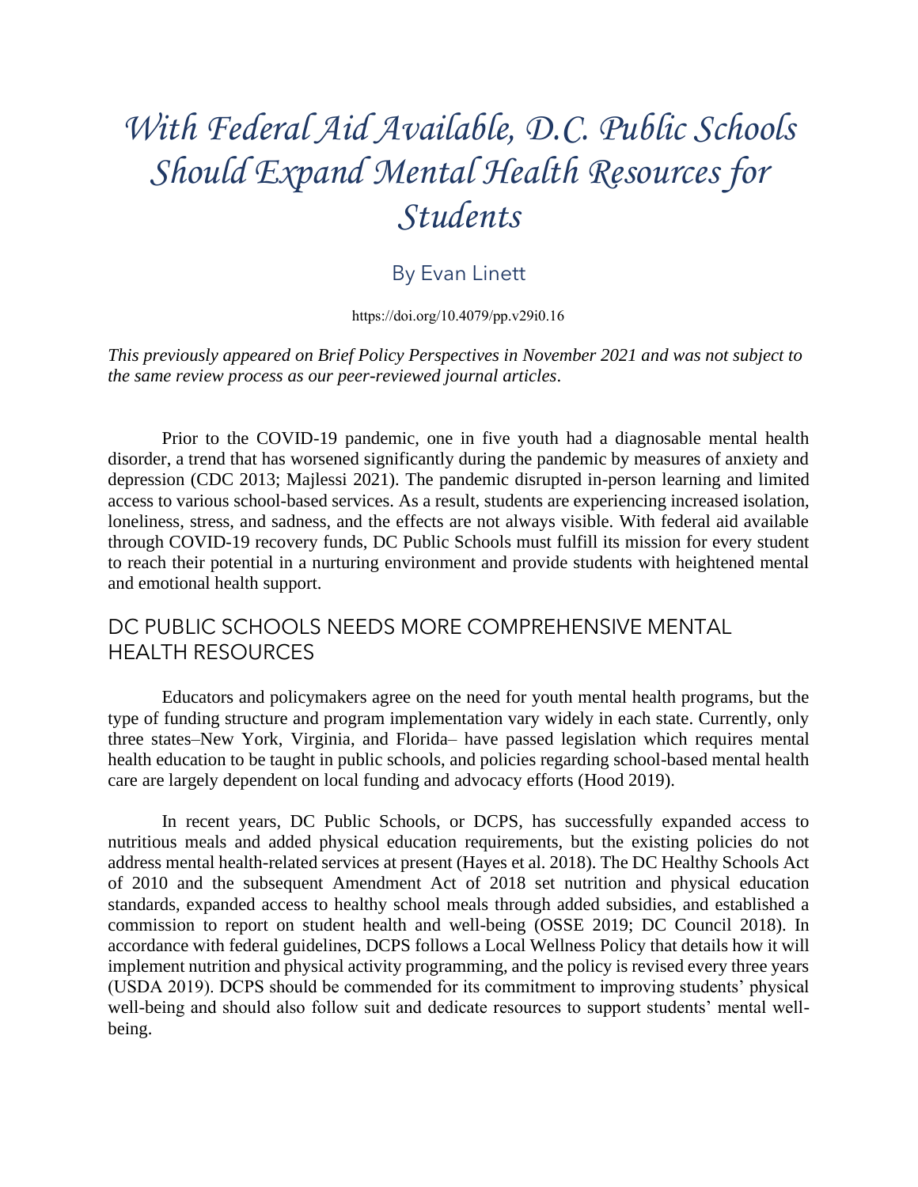# With Federal Aid Available, D.C. Public Schools Should Expand Mental Health Resources for Students

By Evan Linett

https://doi.org/10.4079/pp.v29i0.16

*This previously appeared on Brief Policy Perspectives in November 2021 and was not subject to the same review process as our peer-reviewed journal articles.*

Prior to the COVID-19 pandemic, one in five youth had a diagnosable mental health disorder, a trend that has worsened significantly during the pandemic by measures of anxiety and depression (CDC 2013; Majlessi 2021). The pandemic disrupted in-person learning and limited access to various school-based services. As a result, students are experiencing increased isolation, loneliness, stress, and sadness, and the effects are not always visible. With federal aid available through COVID-19 recovery funds, DC Public Schools must fulfill its mission for every student to reach their potential in a nurturing environment and provide students with heightened mental and emotional health support.

## DC PUBLIC SCHOOLS NEEDS MORE COMPREHENSIVE MENTAL HEALTH RESOURCES

Educators and policymakers agree on the need for youth mental health programs, but the type of funding structure and program implementation vary widely in each state. Currently, only three states–New York, Virginia, and Florida– have passed legislation which requires mental health education to be taught in public schools, and policies regarding school-based mental health care are largely dependent on local funding and advocacy efforts (Hood 2019).

In recent years, DC Public Schools, or DCPS, has successfully expanded access to nutritious meals and added physical education requirements, but the existing policies do not address mental health-related services at present (Hayes et al. 2018). The DC Healthy Schools Act of 2010 and the subsequent Amendment Act of 2018 set nutrition and physical education standards, expanded access to healthy school meals through added subsidies, and established a commission to report on student health and well-being (OSSE 2019; DC Council 2018). In accordance with federal guidelines, DCPS follows a Local Wellness Policy that details how it will implement nutrition and physical activity programming, and the policy is revised every three years (USDA 2019). DCPS should be commended for its commitment to improving students' physical well-being and should also follow suit and dedicate resources to support students' mental well-being.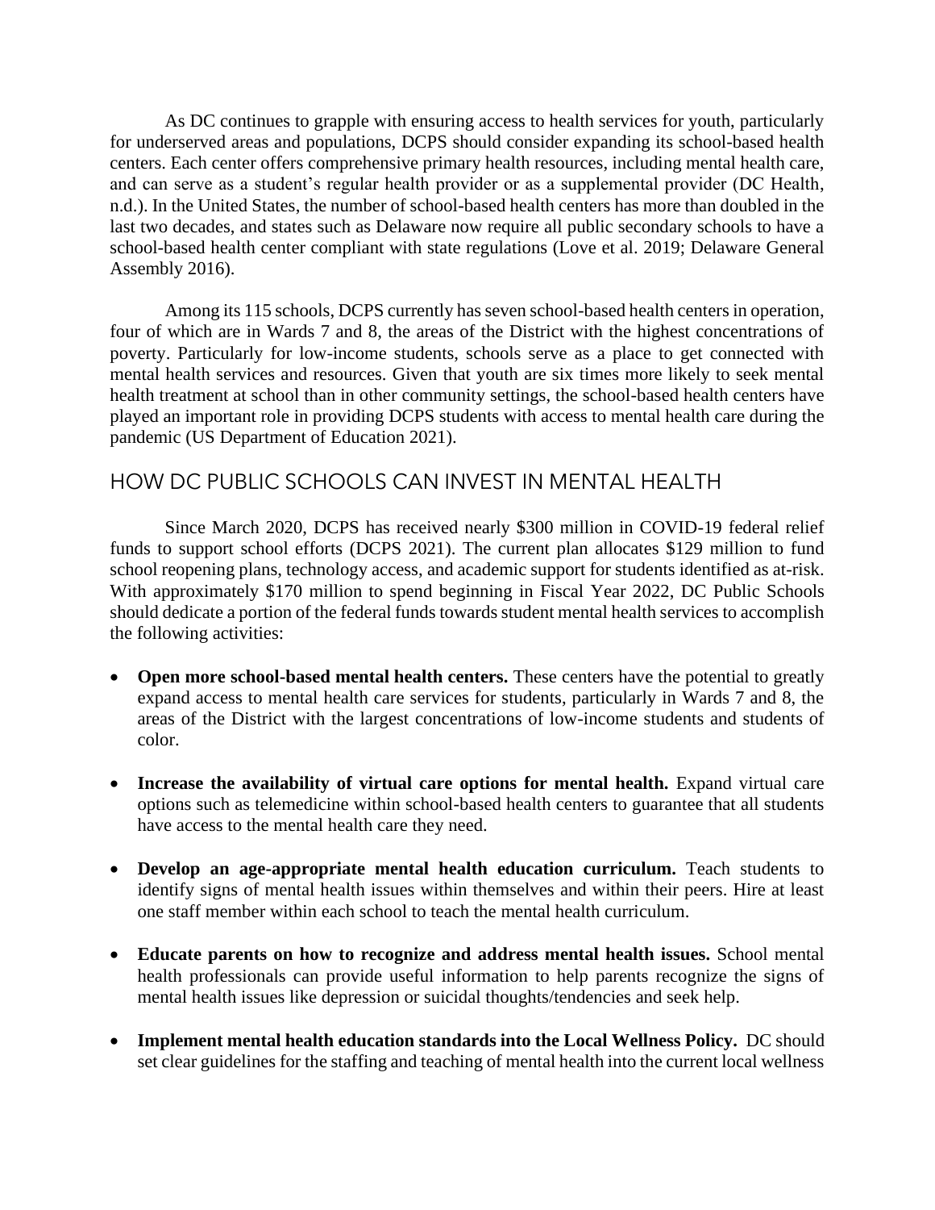As DC continues to grapple with ensuring access to health services for youth, particularly for underserved areas and populations, DCPS should consider expanding its school-based health centers. Each center offers comprehensive primary health resources, including mental health care, and can serve as a student's regular health provider or as a supplemental provider (DC Health, n.d.). In the United States, the number of school-based health centers has more than doubled in the last two decades, and states such as Delaware now require all public secondary schools to have a school-based health center compliant with state regulations (Love et al. 2019; Delaware General Assembly 2016).

Among its 115 schools, DCPS currently has seven school-based health centers in operation, four of which are in Wards 7 and 8, the areas of the District with the highest concentrations of poverty. Particularly for low-income students, schools serve as a place to get connected with mental health services and resources. Given that youth are six times more likely to seek mental health treatment at school than in other community settings, the school-based health centers have played an important role in providing DCPS students with access to mental health care during the pandemic (US Department of Education 2021).

## HOW DC PUBLIC SCHOOLS CAN INVEST IN MENTAL HEALTH

Since March 2020, DCPS has received nearly $300 million in COVID-19 federal relief funds to support school efforts (DCPS 2021). The current plan allocates $129 million to fund school reopening plans, technology access, and academic support for students identified as at-risk. With approximately $170 million to spend beginning in Fiscal Year 2022, DC Public Schools should dedicate a portion of the federal funds towards student mental health services to accomplish the following activities:

- **Open more school-based mental health centers.** These centers have the potential to greatly expand access to mental health care services for students, particularly in Wards 7 and 8, the areas of the District with the largest concentrations of low-income students and students of color.
- **Increase the availability of virtual care options for mental health.** Expand virtual care options such as telemedicine within school-based health centers to guarantee that all students have access to the mental health care they need.
- **Develop an age-appropriate mental health education curriculum.** Teach students to identify signs of mental health issues within themselves and within their peers. Hire at least one staff member within each school to teach the mental health curriculum.
- **Educate parents on how to recognize and address mental health issues.** School mental health professionals can provide useful information to help parents recognize the signs of mental health issues like depression or suicidal thoughts/tendencies and seek help.
- **Implement mental health education standards into the Local Wellness Policy.** DC should set clear guidelines for the staffing and teaching of mental health into the current local wellness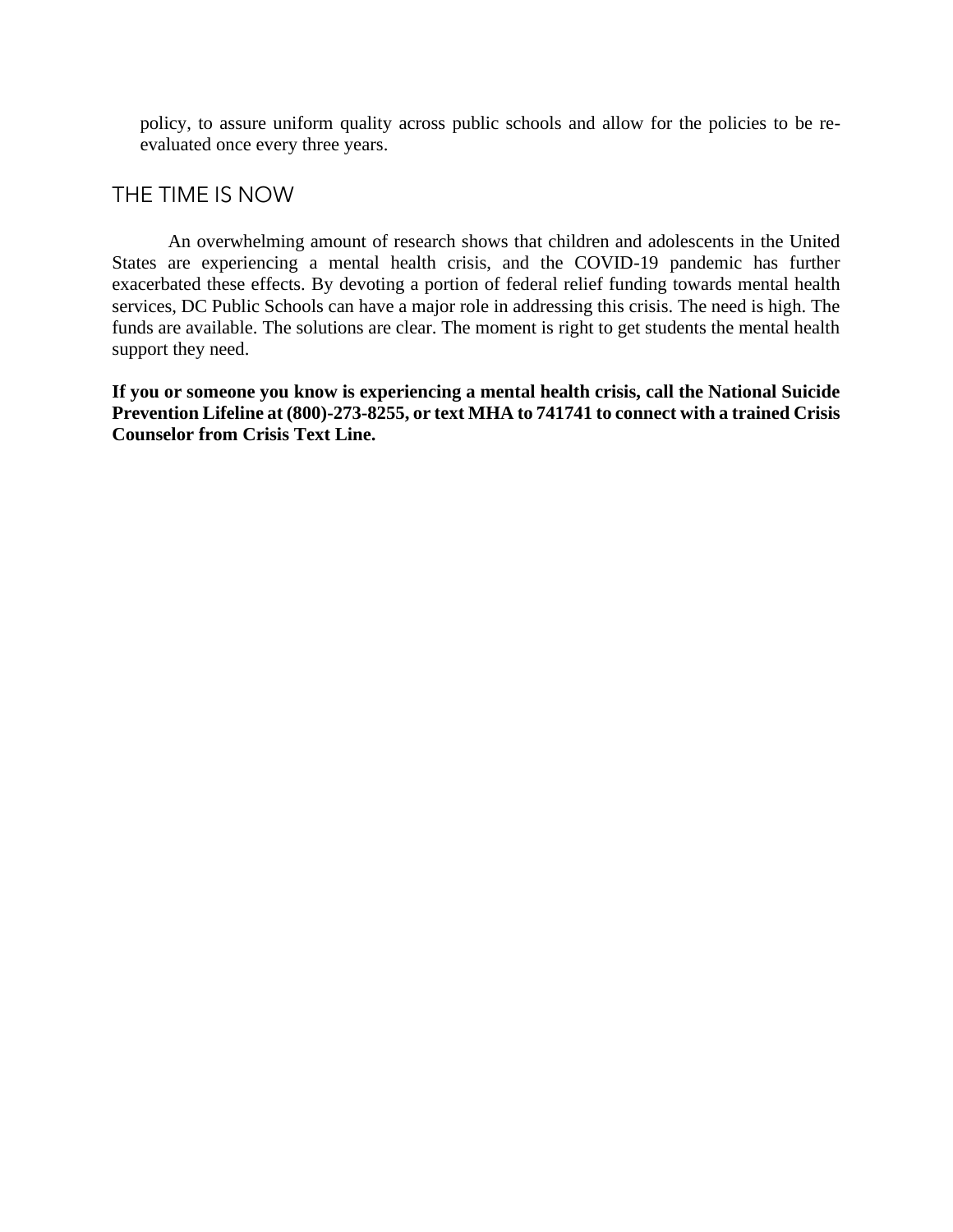policy, to assure uniform quality across public schools and allow for the policies to be re-evaluated once every three years.

## THE TIME IS NOW

An overwhelming amount of research shows that children and adolescents in the United States are experiencing a mental health crisis, and the COVID-19 pandemic has further exacerbated these effects. By devoting a portion of federal relief funding towards mental health services, DC Public Schools can have a major role in addressing this crisis. The need is high. The funds are available. The solutions are clear. The moment is right to get students the mental health support they need.

**If you or someone you know is experiencing a mental health crisis, call the National Suicide Prevention Lifeline at (800)-273-8255, or text MHA to 741741 to connect with a trained Crisis Counselor from Crisis Text Line.**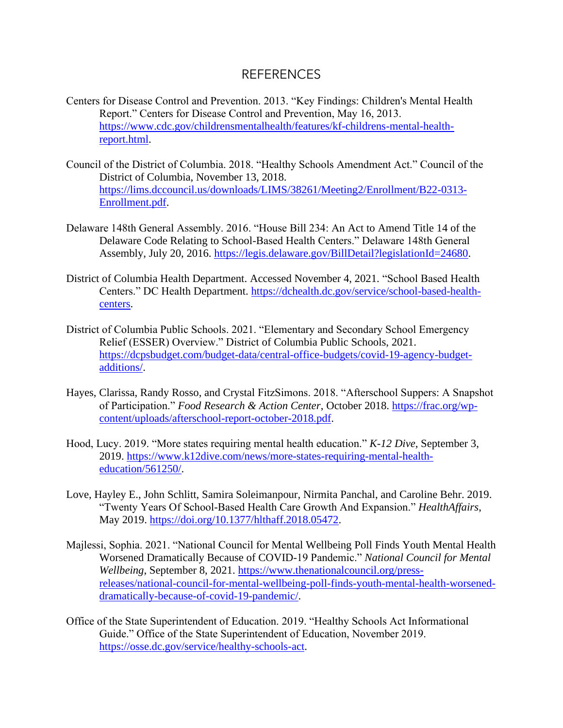# REFERENCES

Centers for Disease Control and Prevention. 2013. "Key Findings: Children's Mental Health Report." Centers for Disease Control and Prevention, May 16, 2013. https://www.cdc.gov/childrensmentalhealth/features/kf-childrens-mental-health-report.html.

Council of the District of Columbia. 2018. "Healthy Schools Amendment Act." Council of the District of Columbia, November 13, 2018. https://lims.dccouncil.us/downloads/LIMS/38261/Meeting2/Enrollment/B22-0313-Enrollment.pdf.

Delaware 148th General Assembly. 2016. "House Bill 234: An Act to Amend Title 14 of the Delaware Code Relating to School-Based Health Centers." Delaware 148th General Assembly, July 20, 2016. https://legis.delaware.gov/BillDetail?legislationId=24680.

District of Columbia Health Department. Accessed November 4, 2021. "School Based Health Centers." DC Health Department. https://dchealth.dc.gov/service/school-based-health-centers.

District of Columbia Public Schools. 2021. "Elementary and Secondary School Emergency Relief (ESSER) Overview." District of Columbia Public Schools, 2021. https://dcpsbudget.com/budget-data/central-office-budgets/covid-19-agency-budget-additions/.

Hayes, Clarissa, Randy Rosso, and Crystal FitzSimons. 2018. "Afterschool Suppers: A Snapshot of Participation." *Food Research & Action Center*, October 2018. https://frac.org/wp-content/uploads/afterschool-report-october-2018.pdf.

Hood, Lucy. 2019. "More states requiring mental health education." *K-12 Dive*, September 3, 2019. https://www.k12dive.com/news/more-states-requiring-mental-health-education/561250/.

Love, Hayley E., John Schlitt, Samira Soleimanpour, Nirmita Panchal, and Caroline Behr. 2019. "Twenty Years Of School-Based Health Care Growth And Expansion." *HealthAffairs*, May 2019. https://doi.org/10.1377/hlthaff.2018.05472.

Majlessi, Sophia. 2021. "National Council for Mental Wellbeing Poll Finds Youth Mental Health Worsened Dramatically Because of COVID-19 Pandemic." *National Council for Mental Wellbeing*, September 8, 2021. https://www.thenationalcouncil.org/press-releases/national-council-for-mental-wellbeing-poll-finds-youth-mental-health-worsened-dramatically-because-of-covid-19-pandemic/.

Office of the State Superintendent of Education. 2019. "Healthy Schools Act Informational Guide." Office of the State Superintendent of Education, November 2019. https://osse.dc.gov/service/healthy-schools-act.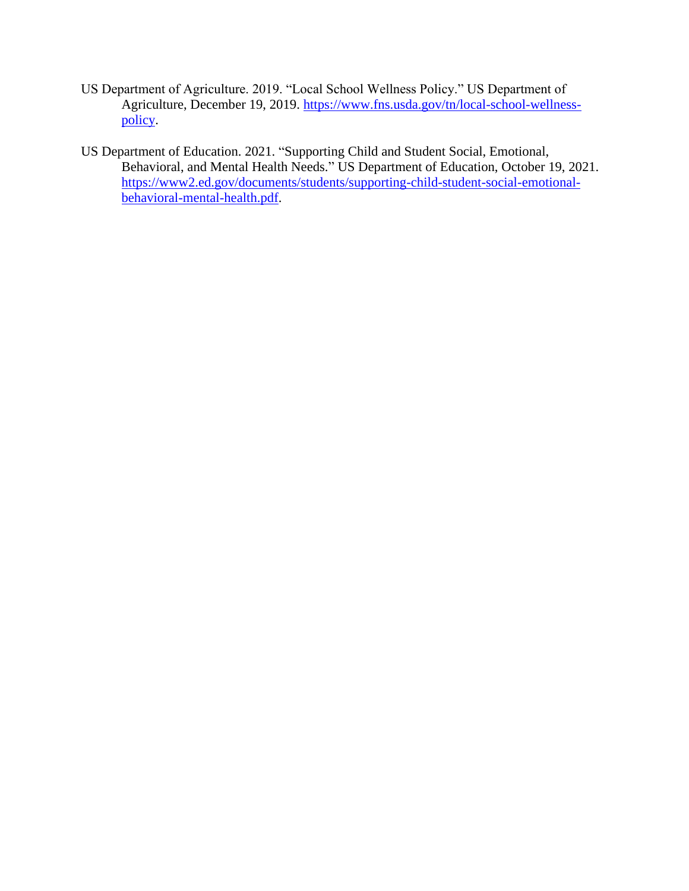US Department of Agriculture. 2019. "Local School Wellness Policy." US Department of Agriculture, December 19, 2019. https://www.fns.usda.gov/tn/local-school-wellness-policy.

US Department of Education. 2021. "Supporting Child and Student Social, Emotional, Behavioral, and Mental Health Needs." US Department of Education, October 19, 2021. https://www2.ed.gov/documents/students/supporting-child-student-social-emotional-behavioral-mental-health.pdf.